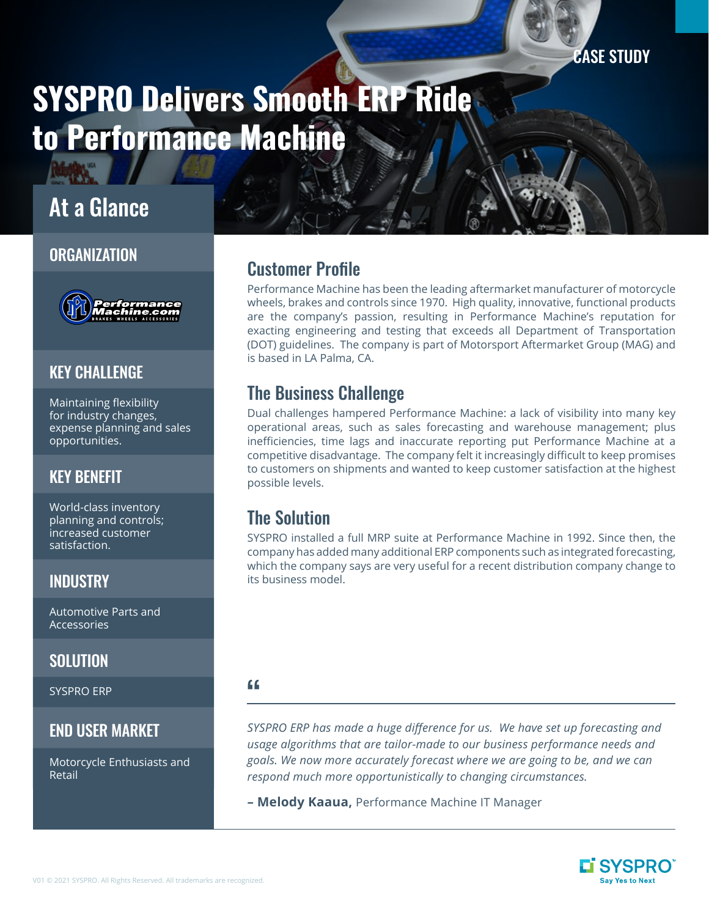CASE STUDY

# SYSPRO Delivers Smooth ERP Ride to Performance Machine

## At a Glance

### ORGANIZATION

Performance Machine.com — BRAKES WHEELS ACCESSORIES

### KEY CHALLENGE

Maintaining flexibility for industry changes, expense planning and sales opportunities.

### KEY BENEFIT

World-class inventory planning and controls; increased customer satisfaction.

### INDUSTRY

Automotive Parts and Accessories

### SOLUTION

SYSPRO ERP

### END USER MARKET

Motorcycle Enthusiasts and Retail

## Customer Profile

Performance Machine has been the leading aftermarket manufacturer of motorcycle wheels, brakes and controls since 1970. High quality, innovative, functional products are the company's passion, resulting in Performance Machine's reputation for exacting engineering and testing that exceeds all Department of Transportation (DOT) guidelines. The company is part of Motorsport Aftermarket Group (MAG) and is based in LA Palma, CA.

## The Business Challenge

Dual challenges hampered Performance Machine: a lack of visibility into many key operational areas, such as sales forecasting and warehouse management; plus inefficiencies, time lags and inaccurate reporting put Performance Machine at a competitive disadvantage. The company felt it increasingly difficult to keep promises to customers on shipments and wanted to keep customer satisfaction at the highest possible levels.

## The Solution

SYSPRO installed a full MRP suite at Performance Machine in 1992. Since then, the company has added many additional ERP components such as integrated forecasting, which the company says are very useful for a recent distribution company change to its business model.

> *SYSPRO ERP has made a huge difference for us. We have set up forecasting and usage algorithms that are tailor-made to our business performance needs and goals. We now more accurately forecast where we are going to be, and we can respond much more opportunistically to changing circumstances.*
>
> **– Melody Kaaua,** Performance Machine IT Manager

V01 © 2021 SYSPRO. All Rights Reserved. All trademarks are recognized.

SYSPRO Say Yes to Next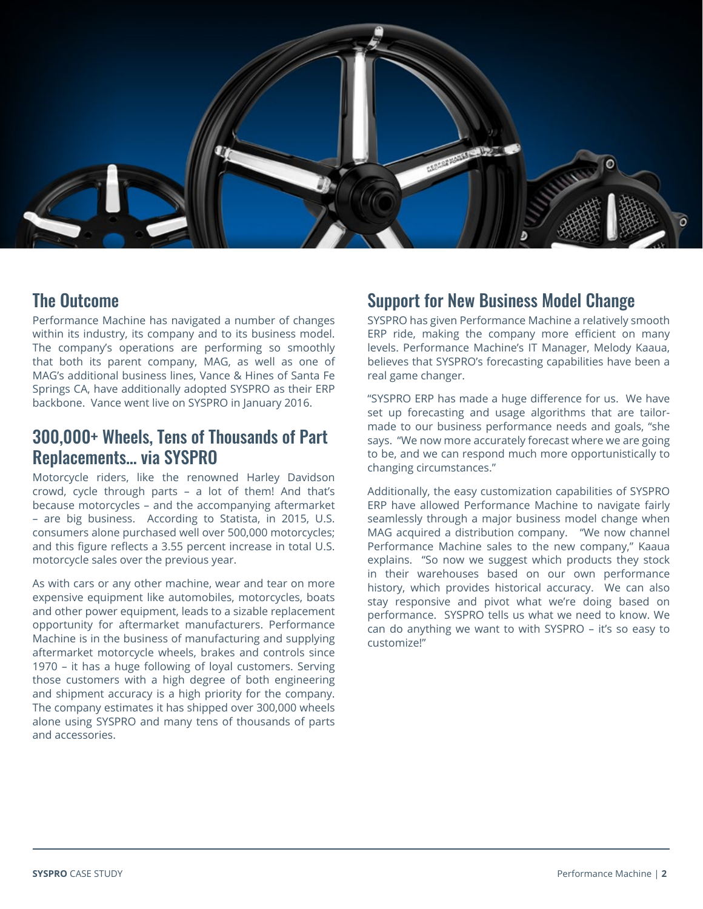## The Outcome

Performance Machine has navigated a number of changes within its industry, its company and to its business model. The company's operations are performing so smoothly that both its parent company, MAG, as well as one of MAG's additional business lines, Vance & Hines of Santa Fe Springs CA, have additionally adopted SYSPRO as their ERP backbone. Vance went live on SYSPRO in January 2016.

## 300,000+ Wheels, Tens of Thousands of Part Replacements... via SYSPRO

Motorcycle riders, like the renowned Harley Davidson crowd, cycle through parts – a lot of them! And that's because motorcycles – and the accompanying aftermarket – are big business. According to Statista, in 2015, U.S. consumers alone purchased well over 500,000 motorcycles; and this figure reflects a 3.55 percent increase in total U.S. motorcycle sales over the previous year.

As with cars or any other machine, wear and tear on more expensive equipment like automobiles, motorcycles, boats and other power equipment, leads to a sizable replacement opportunity for aftermarket manufacturers. Performance Machine is in the business of manufacturing and supplying aftermarket motorcycle wheels, brakes and controls since 1970 – it has a huge following of loyal customers. Serving those customers with a high degree of both engineering and shipment accuracy is a high priority for the company. The company estimates it has shipped over 300,000 wheels alone using SYSPRO and many tens of thousands of parts and accessories.

## Support for New Business Model Change

SYSPRO has given Performance Machine a relatively smooth ERP ride, making the company more efficient on many levels. Performance Machine's IT Manager, Melody Kaaua, believes that SYSPRO's forecasting capabilities have been a real game changer.

"SYSPRO ERP has made a huge difference for us. We have set up forecasting and usage algorithms that are tailor-made to our business performance needs and goals, "she says. "We now more accurately forecast where we are going to be, and we can respond much more opportunistically to changing circumstances."

Additionally, the easy customization capabilities of SYSPRO ERP have allowed Performance Machine to navigate fairly seamlessly through a major business model change when MAG acquired a distribution company. "We now channel Performance Machine sales to the new company," Kaaua explains. "So now we suggest which products they stock in their warehouses based on our own performance history, which provides historical accuracy. We can also stay responsive and pivot what we're doing based on performance. SYSPRO tells us what we need to know. We can do anything we want to with SYSPRO – it's so easy to customize!"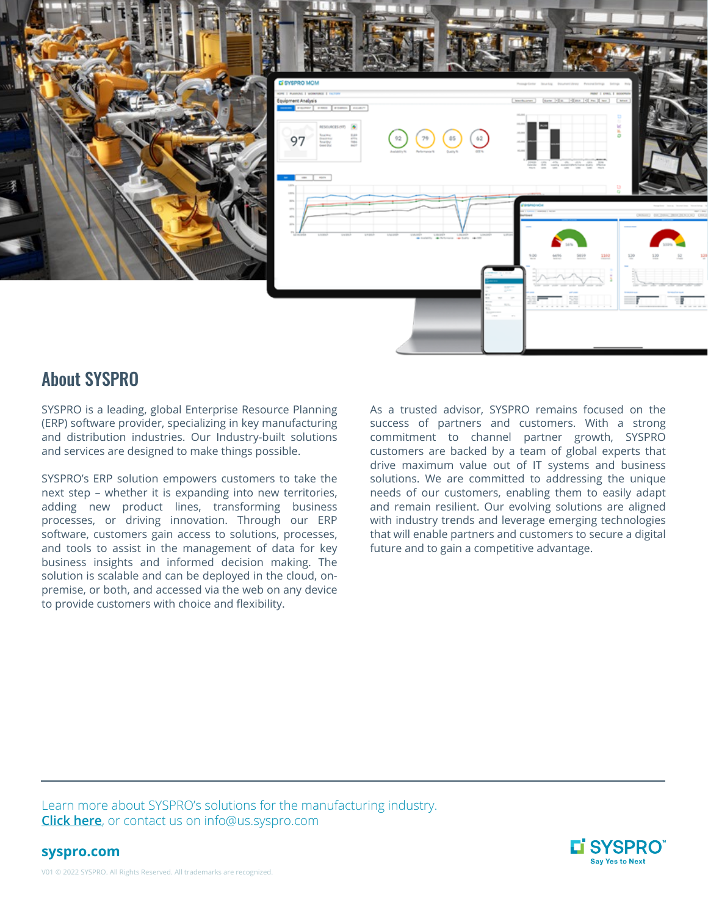## About SYSPRO

SYSPRO is a leading, global Enterprise Resource Planning (ERP) software provider, specializing in key manufacturing and distribution industries. Our Industry-built solutions and services are designed to make things possible.

SYSPRO's ERP solution empowers customers to take the next step – whether it is expanding into new territories, adding new product lines, transforming business processes, or driving innovation. Through our ERP software, customers gain access to solutions, processes, and tools to assist in the management of data for key business insights and informed decision making. The solution is scalable and can be deployed in the cloud, on-premise, or both, and accessed via the web on any device to provide customers with choice and flexibility.

As a trusted advisor, SYSPRO remains focused on the success of partners and customers. With a strong commitment to channel partner growth, SYSPRO customers are backed by a team of global experts that drive maximum value out of IT systems and business solutions. We are committed to addressing the unique needs of our customers, enabling them to easily adapt and remain resilient. Our evolving solutions are aligned with industry trends and leverage emerging technologies that will enable partners and customers to secure a digital future and to gain a competitive advantage.

Learn more about SYSPRO's solutions for the manufacturing industry.
**Click here**, or contact us on info@us.syspro.com

**syspro.com**

SYSPRO™ Say Yes to Next

V01 © 2022 SYSPRO. All Rights Reserved. All trademarks are recognized.